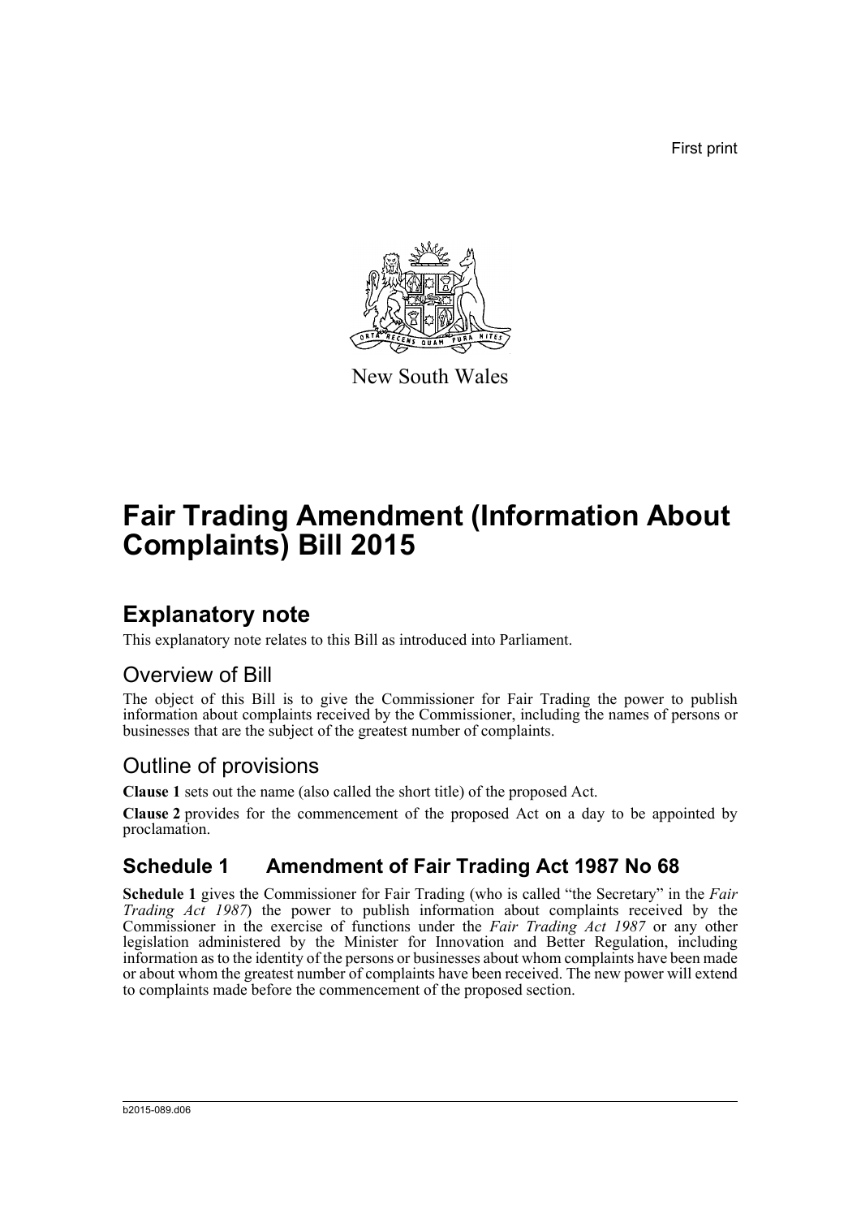First print

New South Wales

# Fair Trading Amendment (Information About Complaints) Bill 2015

## Explanatory note

This explanatory note relates to this Bill as introduced into Parliament.

### Overview of Bill

The object of this Bill is to give the Commissioner for Fair Trading the power to publish information about complaints received by the Commissioner, including the names of persons or businesses that are the subject of the greatest number of complaints.

### Outline of provisions

**Clause 1** sets out the name (also called the short title) of the proposed Act.

**Clause 2** provides for the commencement of the proposed Act on a day to be appointed by proclamation.

## Schedule 1 Amendment of Fair Trading Act 1987 No 68

**Schedule 1** gives the Commissioner for Fair Trading (who is called "the Secretary" in the *Fair Trading Act 1987*) the power to publish information about complaints received by the Commissioner in the exercise of functions under the *Fair Trading Act 1987* or any other legislation administered by the Minister for Innovation and Better Regulation, including information as to the identity of the persons or businesses about whom complaints have been made or about whom the greatest number of complaints have been received. The new power will extend to complaints made before the commencement of the proposed section.

b2015-089.d06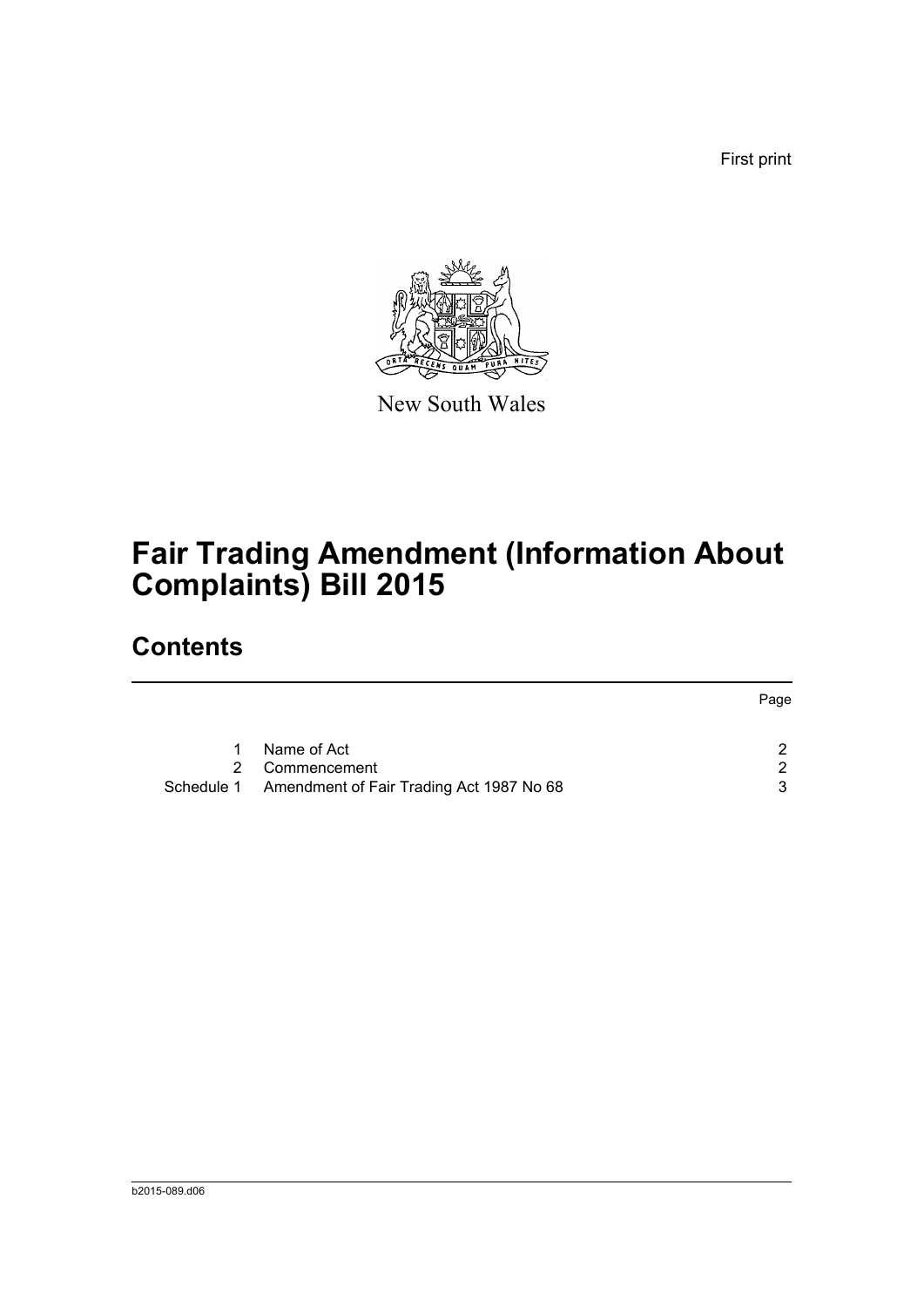First print

New South Wales

# Fair Trading Amendment (Information About Complaints) Bill 2015

## Contents

| | | Page |
|---|---|---|
| 1 | Name of Act | 2 |
| 2 | Commencement | 2 |
| Schedule 1 | Amendment of Fair Trading Act 1987 No 68 | 3 |

b2015-089.d06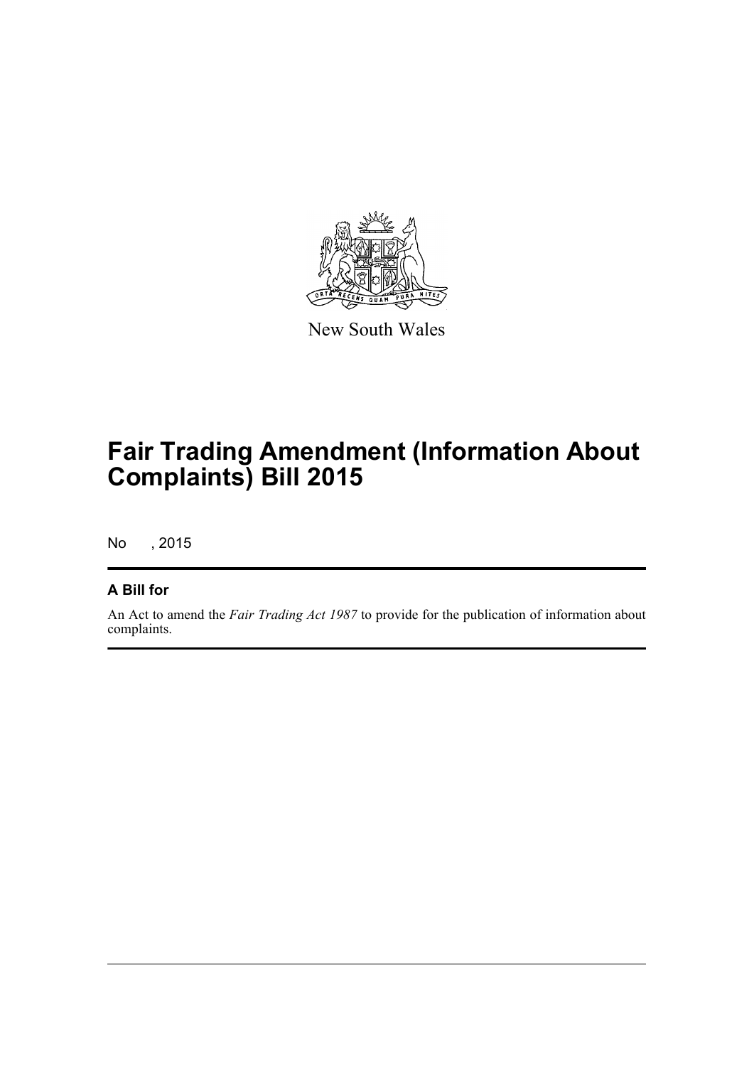New South Wales

# Fair Trading Amendment (Information About Complaints) Bill 2015

No , 2015

## A Bill for

An Act to amend the *Fair Trading Act 1987* to provide for the publication of information about complaints.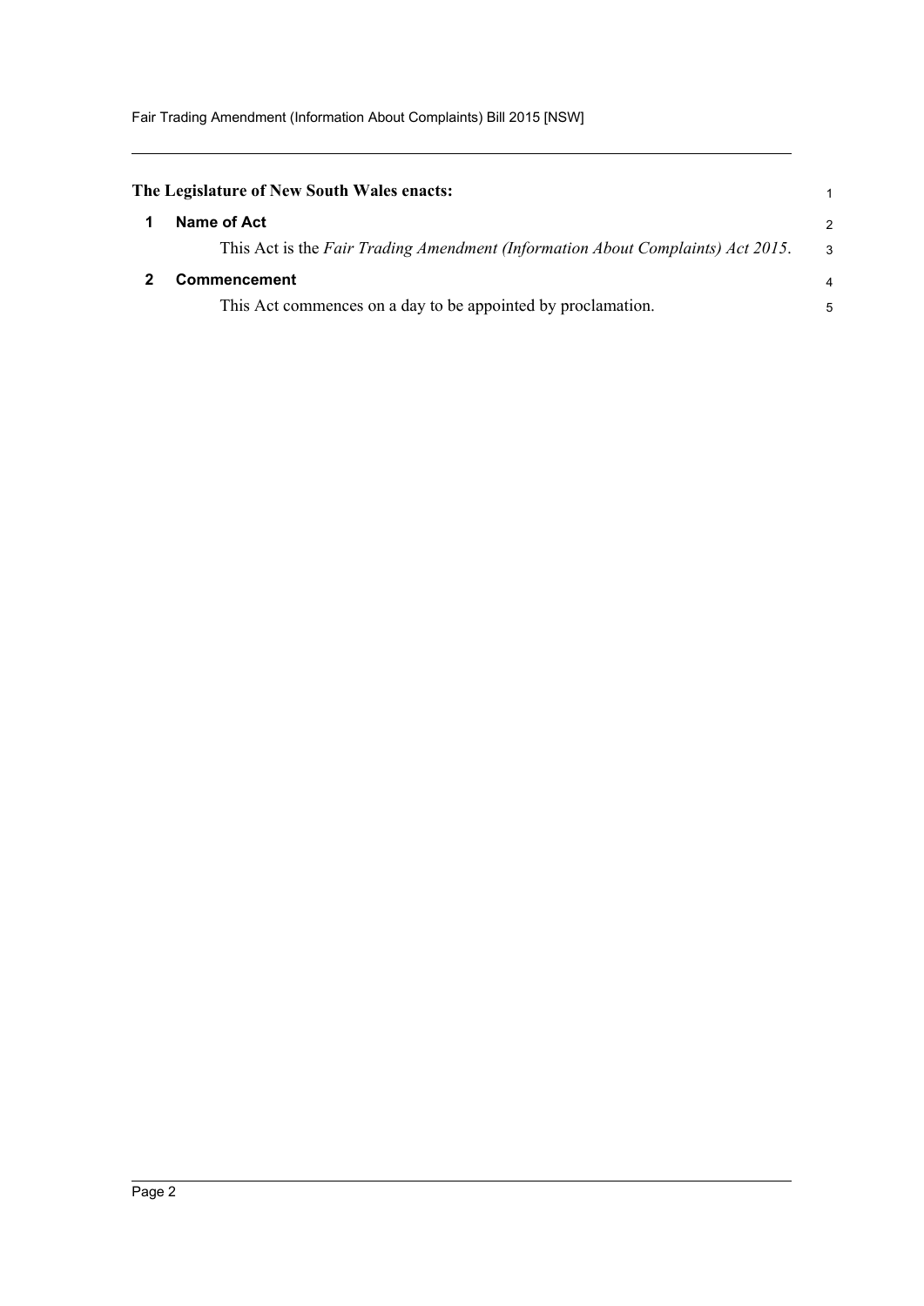**The Legislature of New South Wales enacts:**

## 1 Name of Act

This Act is the *Fair Trading Amendment (Information About Complaints) Act 2015*.

## 2 Commencement

This Act commences on a day to be appointed by proclamation.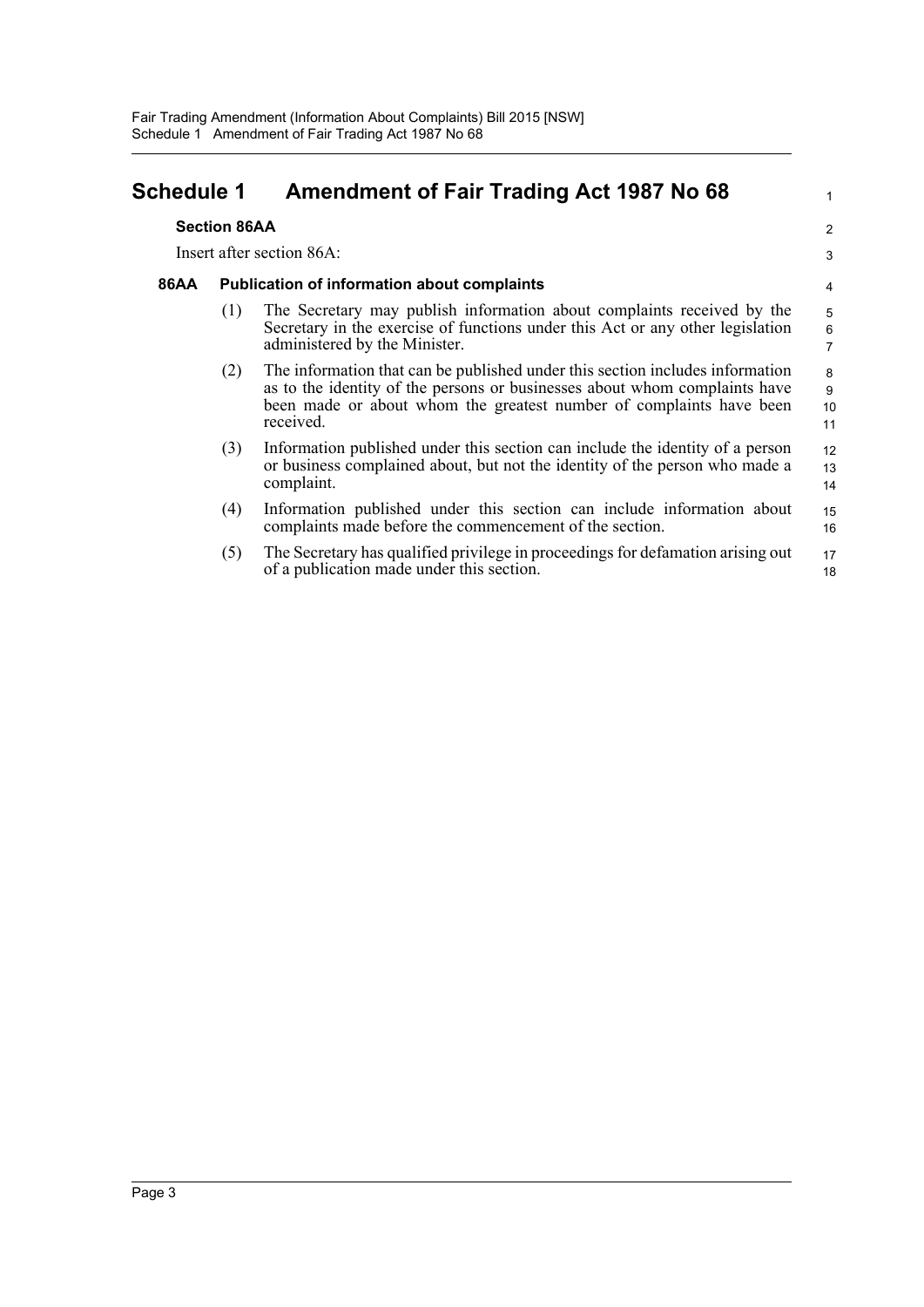# Schedule 1 Amendment of Fair Trading Act 1987 No 68

**Section 86AA**

Insert after section 86A:

**86AA Publication of information about complaints**

(1) The Secretary may publish information about complaints received by the Secretary in the exercise of functions under this Act or any other legislation administered by the Minister.

(2) The information that can be published under this section includes information as to the identity of the persons or businesses about whom complaints have been made or about whom the greatest number of complaints have been received.

(3) Information published under this section can include the identity of a person or business complained about, but not the identity of the person who made a complaint.

(4) Information published under this section can include information about complaints made before the commencement of the section.

(5) The Secretary has qualified privilege in proceedings for defamation arising out of a publication made under this section.